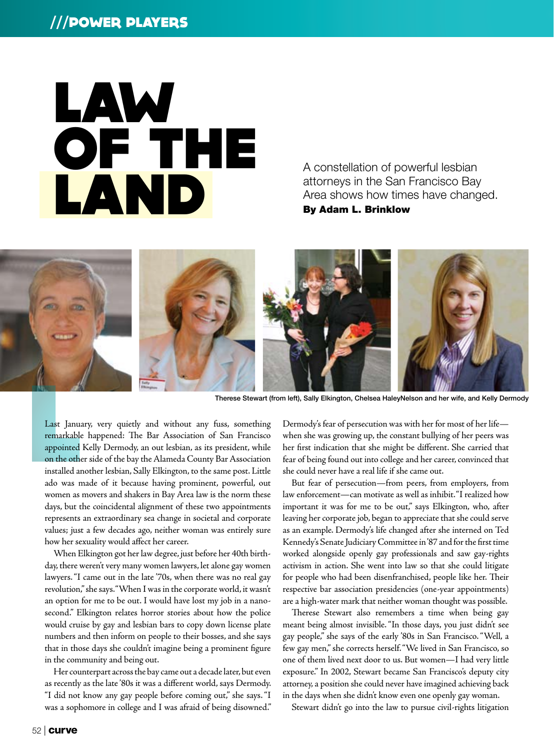# LAW OF THE LAND

A constellation of powerful lesbian attorneys in the San Francisco Bay Area shows how times have changed.

**By Adam L. Brinklow**

Therese Stewart (from left), Sally Elkington, Chelsea HaleyNelson and her wife, and Kelly Dermody

Last January, very quietly and without any fuss, something remarkable happened: The Bar Association of San Francisco appointed Kelly Dermody, an out lesbian, as its president, while on the other side of the bay the Alameda County Bar Association installed another lesbian, Sally Elkington, to the same post. Little ado was made of it because having prominent, powerful, out women as movers and shakers in Bay Area law is the norm these days, but the coincidental alignment of these two appointments represents an extraordinary sea change in societal and corporate values; just a few decades ago, neither woman was entirely sure how her sexuality would affect her career.

When Elkington got her law degree, just before her 40th birthday, there weren't very many women lawyers, let alone gay women lawyers. "I came out in the late '70s, when there was no real gay revolution," she says. "When I was in the corporate world, it wasn't an option for me to be out. I would have lost my job in a nanosecond." Elkington relates horror stories about how the police would cruise by gay and lesbian bars to copy down license plate numbers and then inform on people to their bosses, and she says that in those days she couldn't imagine being a prominent figure in the community and being out.

Her counterpart across the bay came out a decade later, but even as recently as the late '80s it was a different world, says Dermody. "I did not know any gay people before coming out," she says. "I was a sophomore in college and I was afraid of being disowned." Dermody's fear of persecution was with her for most of her life—when she was growing up, the constant bullying of her peers was her first indication that she might be different. She carried that fear of being found out into college and her career, convinced that she could never have a real life if she came out.

But fear of persecution—from peers, from employers, from law enforcement—can motivate as well as inhibit. "I realized how important it was for me to be out," says Elkington, who, after leaving her corporate job, began to appreciate that she could serve as an example. Dermody's life changed after she interned on Ted Kennedy's Senate Judiciary Committee in '87 and for the first time worked alongside openly gay professionals and saw gay-rights activism in action. She went into law so that she could litigate for people who had been disenfranchised, people like her. Their respective bar association presidencies (one-year appointments) are a high-water mark that neither woman thought was possible.

Therese Stewart also remembers a time when being gay meant being almost invisible. "In those days, you just didn't see gay people," she says of the early '80s in San Francisco. "Well, a few gay men," she corrects herself. "We lived in San Francisco, so one of them lived next door to us. But women—I had very little exposure." In 2002, Stewart became San Francisco's deputy city attorney, a position she could never have imagined achieving back in the days when she didn't know even one openly gay woman.

Stewart didn't go into the law to pursue civil-rights litigation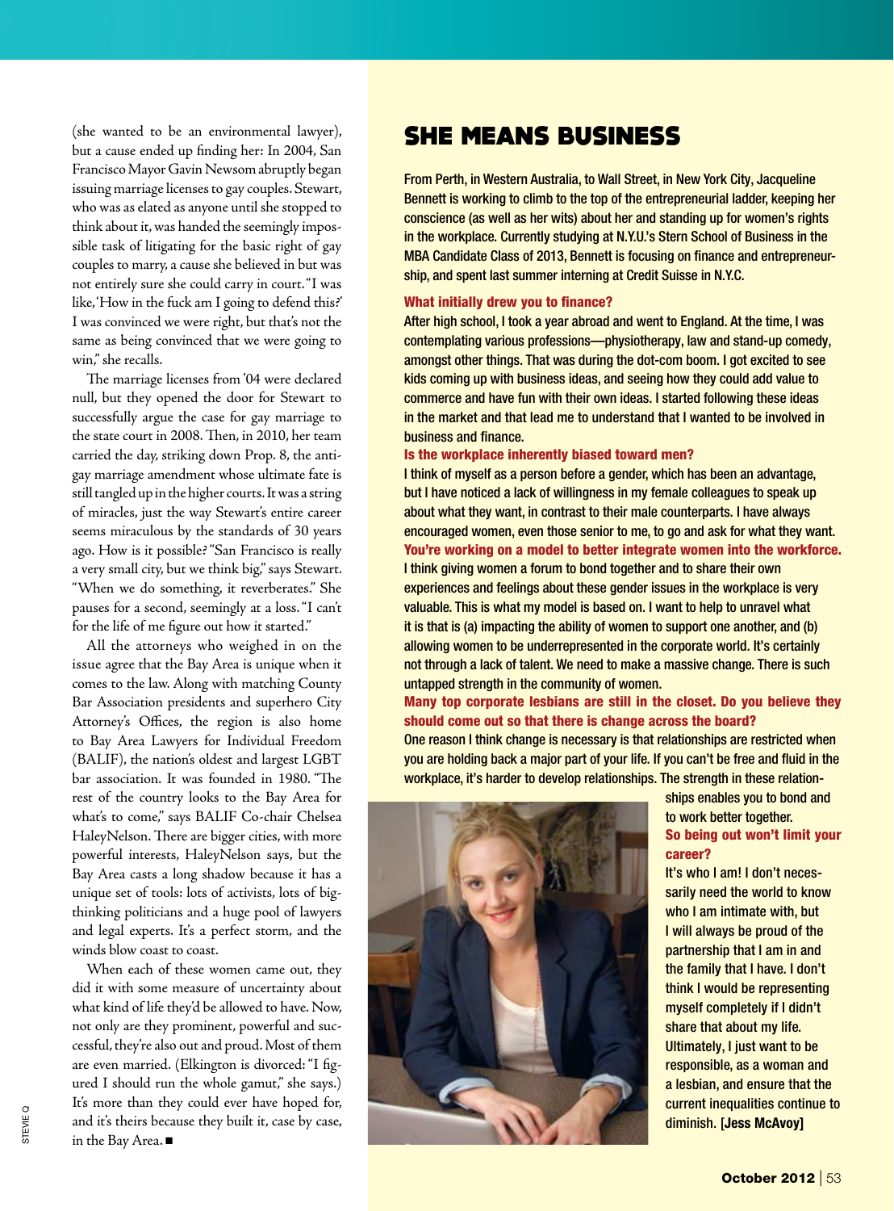(she wanted to be an environmental lawyer), but a cause ended up finding her: In 2004, San Francisco Mayor Gavin Newsom abruptly began issuing marriage licenses to gay couples. Stewart, who was as elated as anyone until she stopped to think about it, was handed the seemingly impossible task of litigating for the basic right of gay couples to marry, a cause she believed in but was not entirely sure she could carry in court. "I was like, 'How in the fuck am I going to defend this?' I was convinced we were right, but that's not the same as being convinced that we were going to win," she recalls.

The marriage licenses from '04 were declared null, but they opened the door for Stewart to successfully argue the case for gay marriage to the state court in 2008. Then, in 2010, her team carried the day, striking down Prop. 8, the anti-gay marriage amendment whose ultimate fate is still tangled up in the higher courts. It was a string of miracles, just the way Stewart's entire career seems miraculous by the standards of 30 years ago. How is it possible? "San Francisco is really a very small city, but we think big," says Stewart. "When we do something, it reverberates." She pauses for a second, seemingly at a loss. "I can't for the life of me figure out how it started."

All the attorneys who weighed in on the issue agree that the Bay Area is unique when it comes to the law. Along with matching County Bar Association presidents and superhero City Attorney's Offices, the region is also home to Bay Area Lawyers for Individual Freedom (BALIF), the nation's oldest and largest LGBT bar association. It was founded in 1980. "The rest of the country looks to the Bay Area for what's to come," says BALIF Co-chair Chelsea HaleyNelson. There are bigger cities, with more powerful interests, HaleyNelson says, but the Bay Area casts a long shadow because it has a unique set of tools: lots of activists, lots of big-thinking politicians and a huge pool of lawyers and legal experts. It's a perfect storm, and the winds blow coast to coast.

When each of these women came out, they did it with some measure of uncertainty about what kind of life they'd be allowed to have. Now, not only are they prominent, powerful and successful, they're also out and proud. Most of them are even married. (Elkington is divorced: "I figured I should run the whole gamut," she says.) It's more than they could ever have hoped for, and it's theirs because they built it, case by case, in the Bay Area. ■

STEVIE Q

## SHE MEANS BUSINESS

From Perth, in Western Australia, to Wall Street, in New York City, Jacqueline Bennett is working to climb to the top of the entrepreneurial ladder, keeping her conscience (as well as her wits) about her and standing up for women's rights in the workplace. Currently studying at N.Y.U.'s Stern School of Business in the MBA Candidate Class of 2013, Bennett is focusing on finance and entrepreneurship, and spent last summer interning at Credit Suisse in N.Y.C.

**What initially drew you to finance?**

After high school, I took a year abroad and went to England. At the time, I was contemplating various professions—physiotherapy, law and stand-up comedy, amongst other things. That was during the dot-com boom. I got excited to see kids coming up with business ideas, and seeing how they could add value to commerce and have fun with their own ideas. I started following these ideas in the market and that lead me to understand that I wanted to be involved in business and finance.

**Is the workplace inherently biased toward men?**

I think of myself as a person before a gender, which has been an advantage, but I have noticed a lack of willingness in my female colleagues to speak up about what they want, in contrast to their male counterparts. I have always encouraged women, even those senior to me, to go and ask for what they want.

**You're working on a model to better integrate women into the workforce.**

I think giving women a forum to bond together and to share their own experiences and feelings about these gender issues in the workplace is very valuable. This is what my model is based on. I want to help to unravel what it is that is (a) impacting the ability of women to support one another, and (b) allowing women to be underrepresented in the corporate world. It's certainly not through a lack of talent. We need to make a massive change. There is such untapped strength in the community of women.

**Many top corporate lesbians are still in the closet. Do you believe they should come out so that there is change across the board?**

One reason I think change is necessary is that relationships are restricted when you are holding back a major part of your life. If you can't be free and fluid in the workplace, it's harder to develop relationships. The strength in these relationships enables you to bond and to work better together.

**So being out won't limit your career?**

It's who I am! I don't necessarily need the world to know who I am intimate with, but I will always be proud of the partnership that I am in and the family that I have. I don't think I would be representing myself completely if I didn't share that about my life. Ultimately, I just want to be responsible, as a woman and a lesbian, and ensure that the current inequalities continue to diminish. **[Jess McAvoy]**